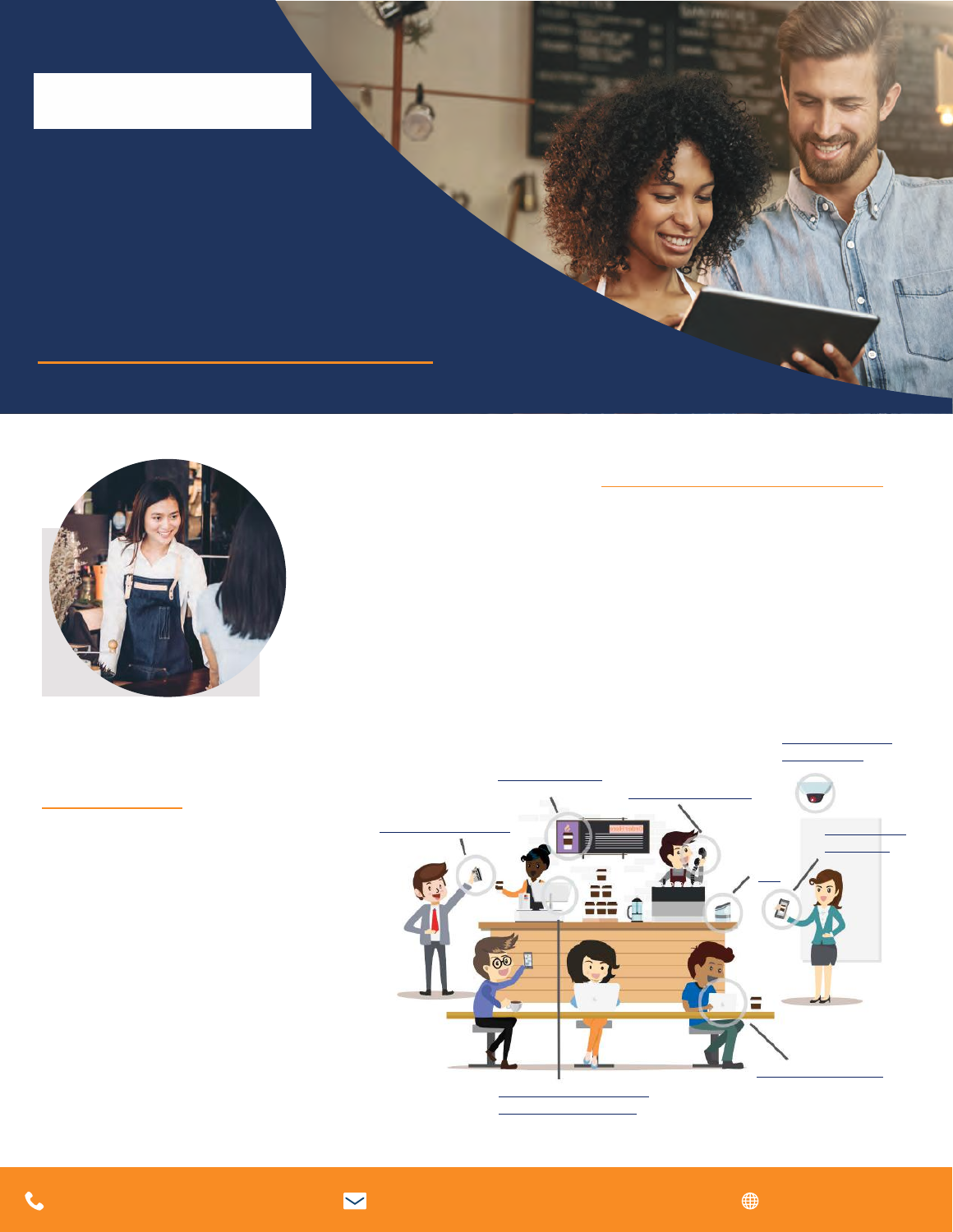# 5HOLDEOH DQG 5HSHDWDEOH 7HFKQRORJ\ 6ROXWLRQV IRU 5HWDI

\*HW DQ\ EXVLQHVV XS DQG UXQQLQJ ZKLOH VWD FRPSOLDQW ZLWK IXOO\ WHPSODWHG RU FXVV VROXWLRQV EXLOW IRU WKH UHWDLO LQGXVWU\ & \$ 1 **IRXU VLQJOH SRLQW RI FRQWDFW WR PDNH LW DOO KDSSHQ** 



# $\%$  X L O W I R U  $\leq$  R X

SV FXVWRPHU GHPDQGV LQFUHDVH DQG WKH QHHG WR PRUH LPSRUWDQW WKDQ HYHU WHFKQRORJ\ FRQWLQXH EXVLQHVVHV ERWWRP OLQH

\$W&\$1',' ZH YH GHYHORSHG D UHSHDWDEOH PRGHO WKI WKH DELOLW\ WR VWUDWHJLFDOO\ PDQDJH WKHLU HQV HIILFLHQWO\ %\ SURYLGLQJ SURYHQ FRVW HIIHFWLYH JXHVVZRUN RXW RI WKH DUFKLWHFWXUH DQG PDQDJHPI ZKLFK SXWV PRUH WLPH EDFN RQ \RXU FDOHQGDU WR L

> & *EHUVHFXULW* **&RPSOLDQFH**

'HYLFH ODQDJHPHQW

**&RQWDFWOI** 

**6ROXWLRQV** 

# 7 HFKQRORJ\6ROXWJLWBoQHV

#### 3KRQHV ,QWHUQHW

22

#### **3RLQW RI RBOH**

2XU DSSURDFK LV WR SURYLGH EXVLQHVV RZQHUV ZLWK D XQLIRUP VWUDWHJLF PRG WKDW LV ERWK VFDODEOH DQG SUHGLFWDFOH H YH SDUWQHUHG ZLWK WRS VXSSOLHUV I<mark>ru</mark><br>HDFK WHFKQRORJ\ WR SURYLGH FX<mark>VWRPHUV</mark> ZLWK DFFHVV WR DQ HIWHQVLYH UDQJH RY FDUULHU DQEOD FOYBAXU SILFHV **1 Go** 

:KHWKHU \RX UH ORRNLGULRH D PHWWHU RQ3RQHV , QWDHUPQRHUWH UHOLDEOH 326 VIVWHP RU D QR FRVW FRQVXOWDWLRQ AQ KRZ WR UHGXFH \RXU&\$71 'VSLHQQHDG\ WR KHOS

+ DUGZDUH (TXLSPHQW **6RIWZDUH DQG (PDLO**